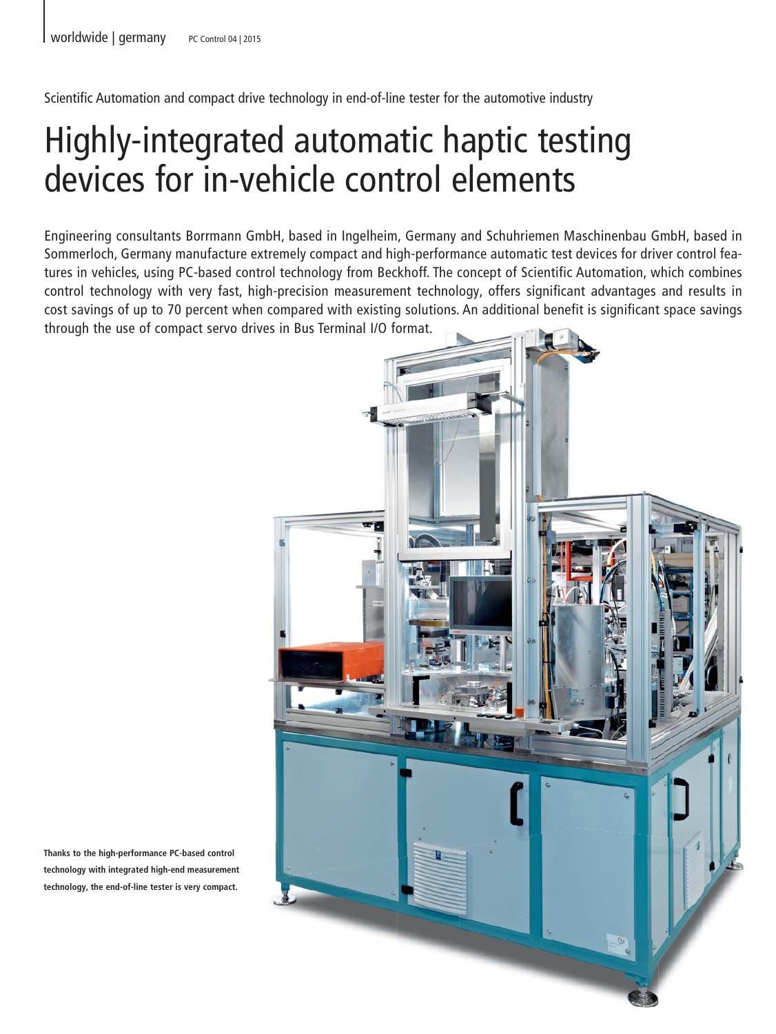Scientific Automation and compact drive technology in end-of-line tester for the automotive industry

# Highly-integrated automatic haptic testing devices for in-vehicle control elements

Engineering consultants Borrmann GmbH, based in Ingelheim, Germany and Schuhriemen Maschinenbau GmbH, based in Sommerloch, Germany manufacture extremely compact and high-performance automatic test devices for driver control features in vehicles, using PC-based control technology from Beckhoff. The concept of Scientific Automation, which combines control technology with very fast, high-precision measurement technology, offers significant advantages and results in cost savings of up to 70 percent when compared with existing solutions. An additional benefit is significant space savings through the use of compact servo drives in Bus Terminal I/O format.

**Thanks to the high-performance PC-based control technology with integrated high-end measurement technology, the end-of-line tester is very compact.**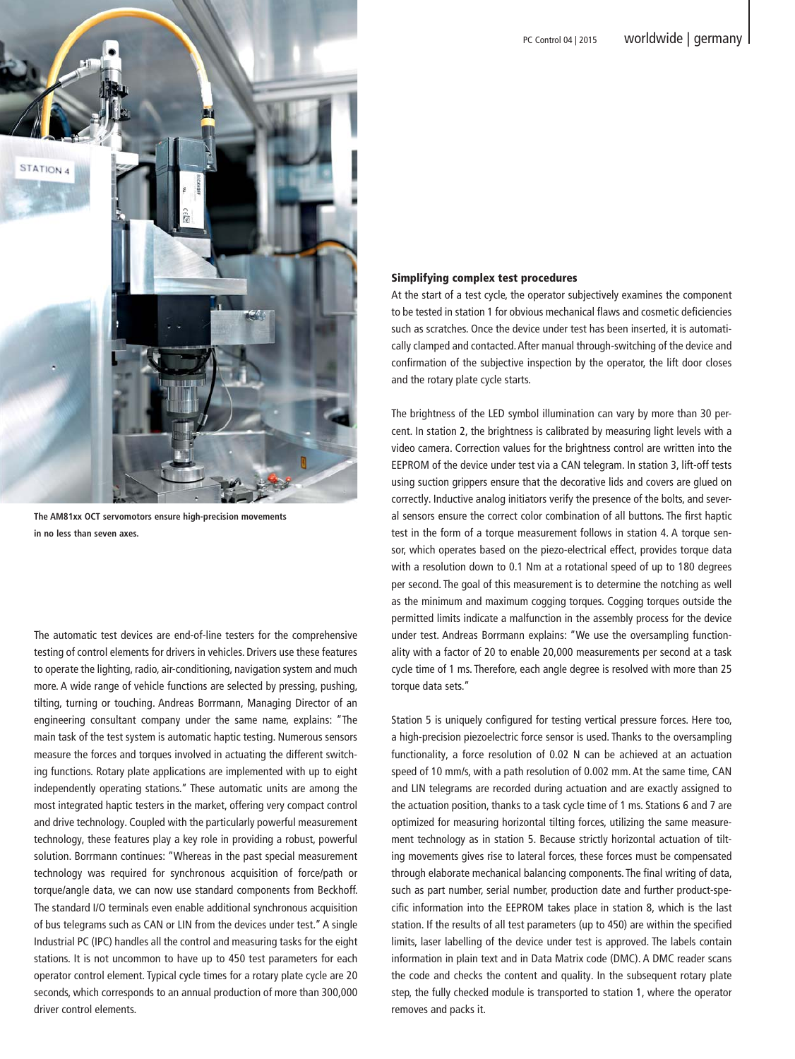The AM81xx OCT servomotors ensure high-precision movements in no less than seven axes.

The automatic test devices are end-of-line testers for the comprehensive testing of control elements for drivers in vehicles. Drivers use these features to operate the lighting, radio, air-conditioning, navigation system and much more. A wide range of vehicle functions are selected by pressing, pushing, tilting, turning or touching. Andreas Borrmann, Managing Director of an engineering consultant company under the same name, explains: "The main task of the test system is automatic haptic testing. Numerous sensors measure the forces and torques involved in actuating the different switching functions. Rotary plate applications are implemented with up to eight independently operating stations." These automatic units are among the most integrated haptic testers in the market, offering very compact control and drive technology. Coupled with the particularly powerful measurement technology, these features play a key role in providing a robust, powerful solution. Borrmann continues: "Whereas in the past special measurement technology was required for synchronous acquisition of force/path or torque/angle data, we can now use standard components from Beckhoff. The standard I/O terminals even enable additional synchronous acquisition of bus telegrams such as CAN or LIN from the devices under test." A single Industrial PC (IPC) handles all the control and measuring tasks for the eight stations. It is not uncommon to have up to 450 test parameters for each operator control element. Typical cycle times for a rotary plate cycle are 20 seconds, which corresponds to an annual production of more than 300,000 driver control elements.

### Simplifying complex test procedures

At the start of a test cycle, the operator subjectively examines the component to be tested in station 1 for obvious mechanical flaws and cosmetic deficiencies such as scratches. Once the device under test has been inserted, it is automatically clamped and contacted. After manual through-switching of the device and confirmation of the subjective inspection by the operator, the lift door closes and the rotary plate cycle starts.

The brightness of the LED symbol illumination can vary by more than 30 percent. In station 2, the brightness is calibrated by measuring light levels with a video camera. Correction values for the brightness control are written into the EEPROM of the device under test via a CAN telegram. In station 3, lift-off tests using suction grippers ensure that the decorative lids and covers are glued on correctly. Inductive analog initiators verify the presence of the bolts, and several sensors ensure the correct color combination of all buttons. The first haptic test in the form of a torque measurement follows in station 4. A torque sensor, which operates based on the piezo-electrical effect, provides torque data with a resolution down to 0.1 Nm at a rotational speed of up to 180 degrees per second. The goal of this measurement is to determine the notching as well as the minimum and maximum cogging torques. Cogging torques outside the permitted limits indicate a malfunction in the assembly process for the device under test. Andreas Borrmann explains: "We use the oversampling functionality with a factor of 20 to enable 20,000 measurements per second at a task cycle time of 1 ms. Therefore, each angle degree is resolved with more than 25 torque data sets."

Station 5 is uniquely configured for testing vertical pressure forces. Here too, a high-precision piezoelectric force sensor is used. Thanks to the oversampling functionality, a force resolution of 0.02 N can be achieved at an actuation speed of 10 mm/s, with a path resolution of 0.002 mm. At the same time, CAN and LIN telegrams are recorded during actuation and are exactly assigned to the actuation position, thanks to a task cycle time of 1 ms. Stations 6 and 7 are optimized for measuring horizontal tilting forces, utilizing the same measurement technology as in station 5. Because strictly horizontal actuation of tilting movements gives rise to lateral forces, these forces must be compensated through elaborate mechanical balancing components. The final writing of data, such as part number, serial number, production date and further product-specific information into the EEPROM takes place in station 8, which is the last station. If the results of all test parameters (up to 450) are within the specified limits, laser labelling of the device under test is approved. The labels contain information in plain text and in Data Matrix code (DMC). A DMC reader scans the code and checks the content and quality. In the subsequent rotary plate step, the fully checked module is transported to station 1, where the operator removes and packs it.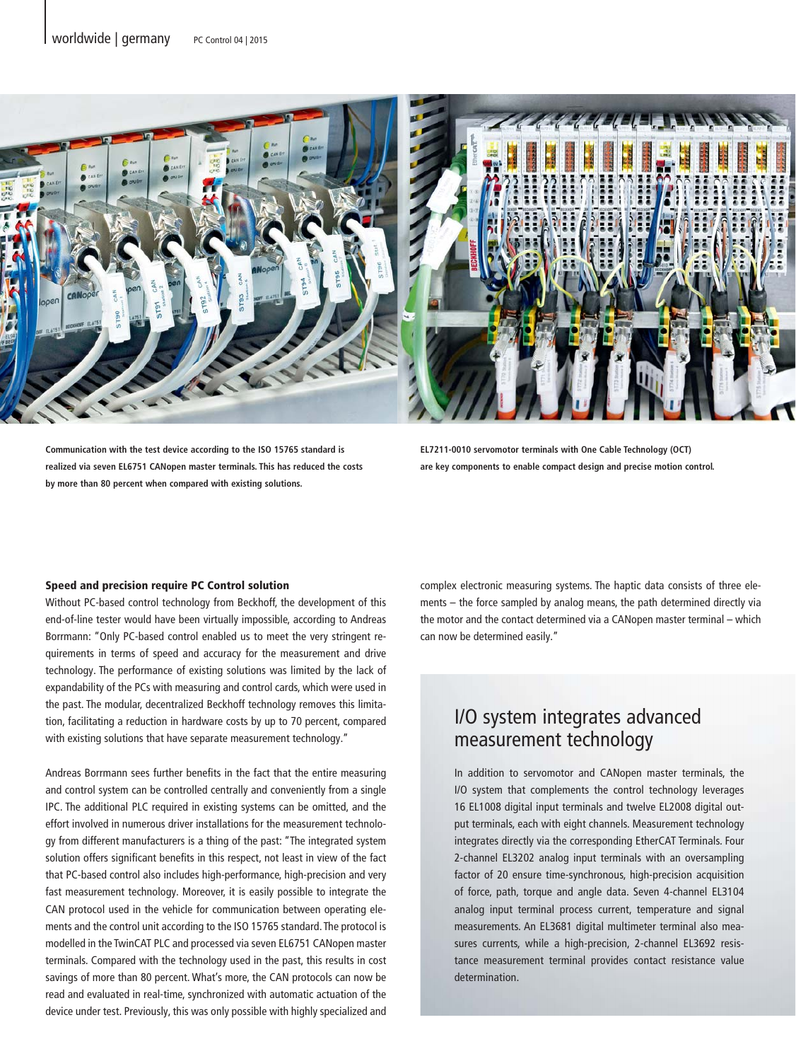Communication with the test device according to the ISO 15765 standard is realized via seven EL6751 CANopen master terminals. This has reduced the costs by more than 80 percent when compared with existing solutions.

EL7211-0010 servomotor terminals with One Cable Technology (OCT) are key components to enable compact design and precise motion control.

**Speed and precision require PC Control solution**

Without PC-based control technology from Beckhoff, the development of this end-of-line tester would have been virtually impossible, according to Andreas Borrmann: "Only PC-based control enabled us to meet the very stringent requirements in terms of speed and accuracy for the measurement and drive technology. The performance of existing solutions was limited by the lack of expandability of the PCs with measuring and control cards, which were used in the past. The modular, decentralized Beckhoff technology removes this limitation, facilitating a reduction in hardware costs by up to 70 percent, compared with existing solutions that have separate measurement technology."

Andreas Borrmann sees further benefits in the fact that the entire measuring and control system can be controlled centrally and conveniently from a single IPC. The additional PLC required in existing systems can be omitted, and the effort involved in numerous driver installations for the measurement technology from different manufacturers is a thing of the past: "The integrated system solution offers significant benefits in this respect, not least in view of the fact that PC-based control also includes high-performance, high-precision and very fast measurement technology. Moreover, it is easily possible to integrate the CAN protocol used in the vehicle for communication between operating elements and the control unit according to the ISO 15765 standard. The protocol is modelled in the TwinCAT PLC and processed via seven EL6751 CANopen master terminals. Compared with the technology used in the past, this results in cost savings of more than 80 percent. What's more, the CAN protocols can now be read and evaluated in real-time, synchronized with automatic actuation of the device under test. Previously, this was only possible with highly specialized and complex electronic measuring systems. The haptic data consists of three elements – the force sampled by analog means, the path determined directly via the motor and the contact determined via a CANopen master terminal – which can now be determined easily."

## I/O system integrates advanced measurement technology

In addition to servomotor and CANopen master terminals, the I/O system that complements the control technology leverages 16 EL1008 digital input terminals and twelve EL2008 digital output terminals, each with eight channels. Measurement technology integrates directly via the corresponding EtherCAT Terminals. Four 2-channel EL3202 analog input terminals with an oversampling factor of 20 ensure time-synchronous, high-precision acquisition of force, path, torque and angle data. Seven 4-channel EL3104 analog input terminal process current, temperature and signal measurements. An EL3681 digital multimeter terminal also measures currents, while a high-precision, 2-channel EL3692 resistance measurement terminal provides contact resistance value determination.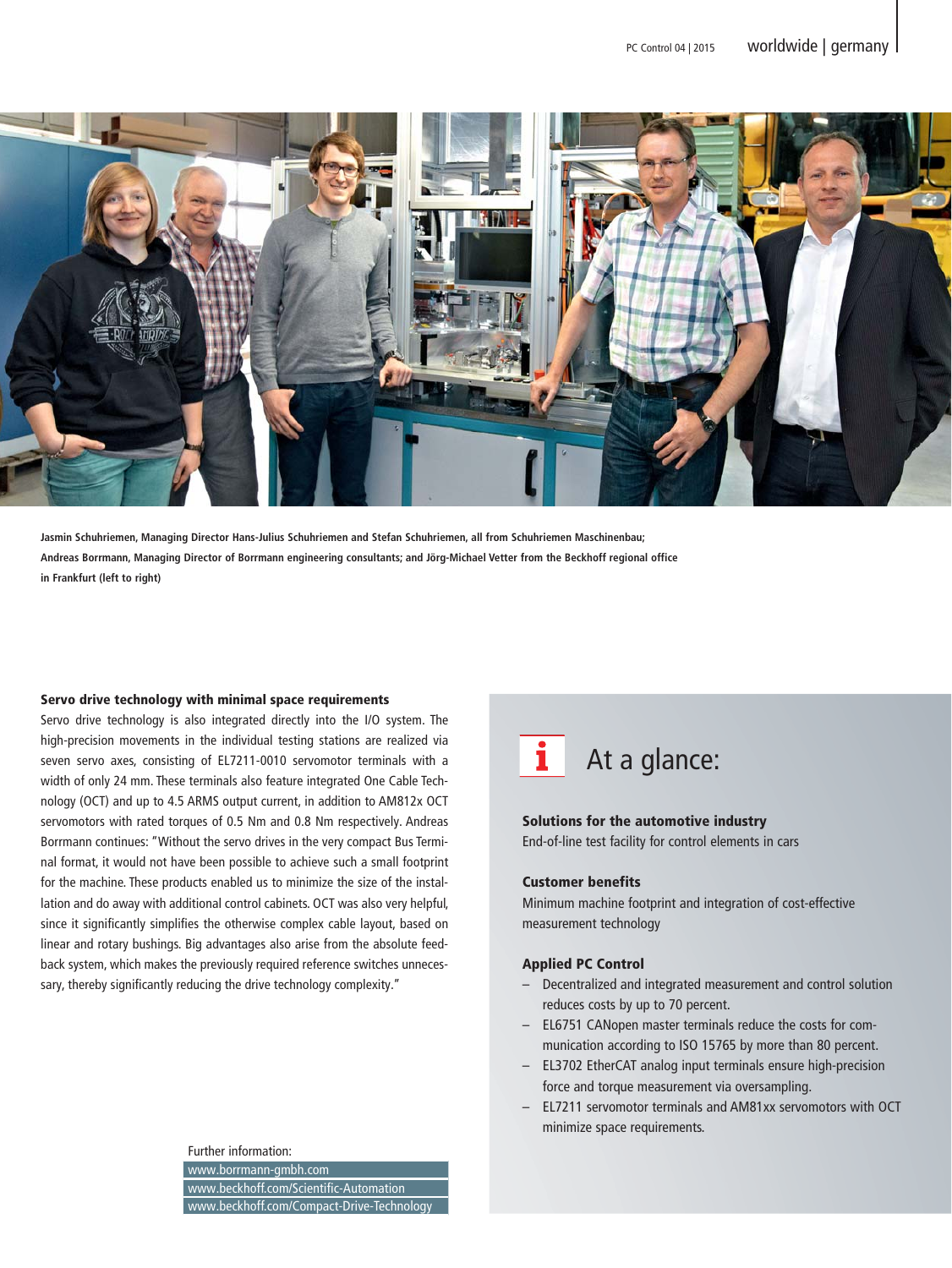Jasmin Schuhriemen, Managing Director Hans-Julius Schuhriemen and Stefan Schuhriemen, all from Schuhriemen Maschinenbau; Andreas Borrmann, Managing Director of Borrmann engineering consultants; and Jörg-Michael Vetter from the Beckhoff regional office in Frankfurt (left to right)

**Servo drive technology with minimal space requirements**

Servo drive technology is also integrated directly into the I/O system. The high-precision movements in the individual testing stations are realized via seven servo axes, consisting of EL7211-0010 servomotor terminals with a width of only 24 mm. These terminals also feature integrated One Cable Technology (OCT) and up to 4.5 ARMS output current, in addition to AM812x OCT servomotors with rated torques of 0.5 Nm and 0.8 Nm respectively. Andreas Borrmann continues: "Without the servo drives in the very compact Bus Terminal format, it would not have been possible to achieve such a small footprint for the machine. These products enabled us to minimize the size of the installation and do away with additional control cabinets. OCT was also very helpful, since it significantly simplifies the otherwise complex cable layout, based on linear and rotary bushings. Big advantages also arise from the absolute feedback system, which makes the previously required reference switches unnecessary, thereby significantly reducing the drive technology complexity."

Further information:
www.borrmann-gmbh.com
www.beckhoff.com/Scientific-Automation
www.beckhoff.com/Compact-Drive-Technology

## At a glance:

**Solutions for the automotive industry**
End-of-line test facility for control elements in cars

**Customer benefits**
Minimum machine footprint and integration of cost-effective measurement technology

**Applied PC Control**

- Decentralized and integrated measurement and control solution reduces costs by up to 70 percent.
- EL6751 CANopen master terminals reduce the costs for communication according to ISO 15765 by more than 80 percent.
- EL3702 EtherCAT analog input terminals ensure high-precision force and torque measurement via oversampling.
- EL7211 servomotor terminals and AM81xx servomotors with OCT minimize space requirements.